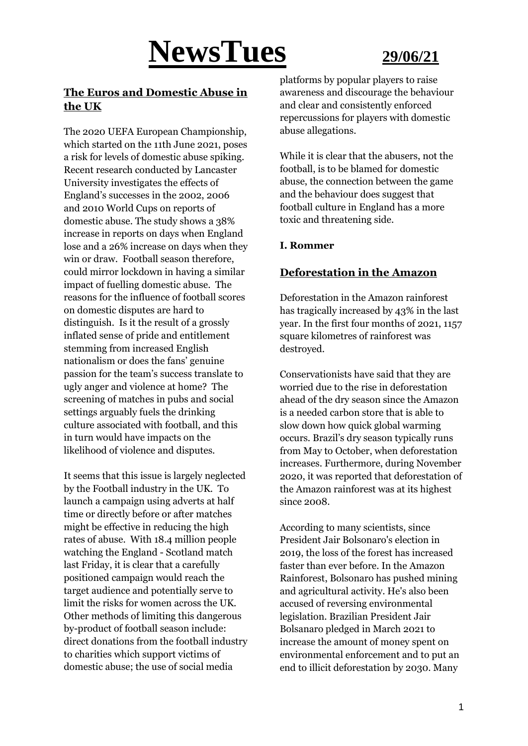# NewsTues 29/06/21

## The Euros and Domestic Abuse in the UK

The 2020 UEFA European Championship, which started on the 11th June 2021, poses a risk for levels of domestic abuse spiking. Recent research conducted by Lancaster University investigates the effects of England's successes in the 2002, 2006 and 2010 World Cups on reports of domestic abuse. The study shows a 38% increase in reports on days when England lose and a 26% increase on days when they win or draw. Football season therefore, could mirror lockdown in having a similar impact of fuelling domestic abuse. The reasons for the influence of football scores on domestic disputes are hard to distinguish. Is it the result of a grossly inflated sense of pride and entitlement stemming from increased English nationalism or does the fans' genuine passion for the team's success translate to ugly anger and violence at home? The screening of matches in pubs and social settings arguably fuels the drinking culture associated with football, and this in turn would have impacts on the likelihood of violence and disputes.

It seems that this issue is largely neglected by the Football industry in the UK. To launch a campaign using adverts at half time or directly before or after matches might be effective in reducing the high rates of abuse. With 18.4 million people watching the England - Scotland match last Friday, it is clear that a carefully positioned campaign would reach the target audience and potentially serve to limit the risks for women across the UK. Other methods of limiting this dangerous by-product of football season include: direct donations from the football industry to charities which support victims of domestic abuse; the use of social media platforms by popular players to raise awareness and discourage the behaviour and clear and consistently enforced repercussions for players with domestic abuse allegations.

While it is clear that the abusers, not the football, is to be blamed for domestic abuse, the connection between the game and the behaviour does suggest that football culture in England has a more toxic and threatening side.

**I. Rommer**

## Deforestation in the Amazon

Deforestation in the Amazon rainforest has tragically increased by 43% in the last year. In the first four months of 2021, 1157 square kilometres of rainforest was destroyed.

Conservationists have said that they are worried due to the rise in deforestation ahead of the dry season since the Amazon is a needed carbon store that is able to slow down how quick global warming occurs. Brazil's dry season typically runs from May to October, when deforestation increases. Furthermore, during November 2020, it was reported that deforestation of the Amazon rainforest was at its highest since 2008.

According to many scientists, since President Jair Bolsonaro's election in 2019, the loss of the forest has increased faster than ever before. In the Amazon Rainforest, Bolsonaro has pushed mining and agricultural activity. He's also been accused of reversing environmental legislation. Brazilian President Jair Bolsanaro pledged in March 2021 to increase the amount of money spent on environmental enforcement and to put an end to illicit deforestation by 2030. Many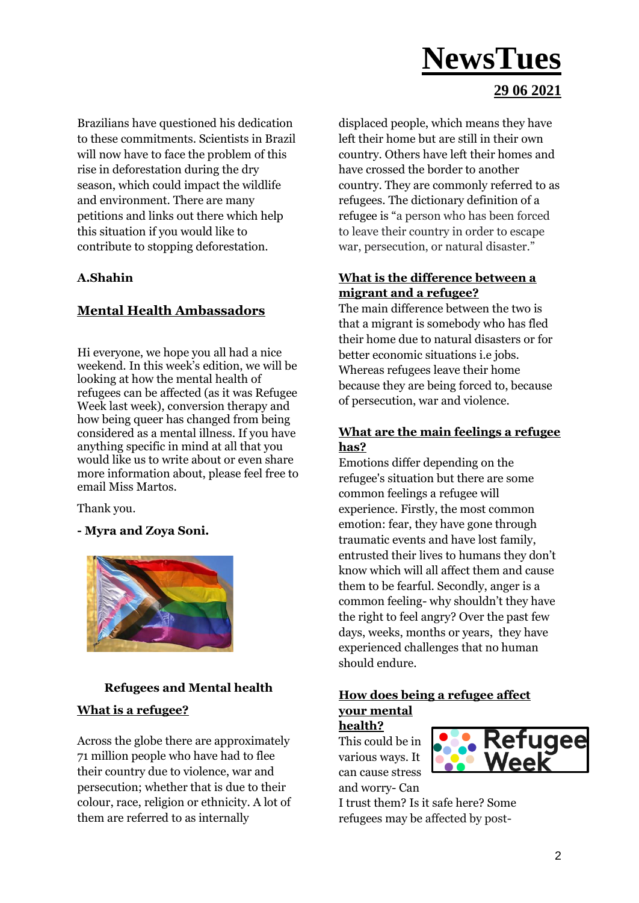Brazilians have questioned his dedication to these commitments. Scientists in Brazil will now have to face the problem of this rise in deforestation during the dry season, which could impact the wildlife and environment. There are many petitions and links out there which help this situation if you would like to contribute to stopping deforestation.

**A.Shahin**

## Mental Health Ambassadors

Hi everyone, we hope you all had a nice weekend. In this week's edition, we will be looking at how the mental health of refugees can be affected (as it was Refugee Week last week), conversion therapy and how being queer has changed from being considered as a mental illness. If you have anything specific in mind at all that you would like us to write about or even share more information about, please feel free to email Miss Martos.

Thank you.

**- Myra and Zoya Soni.**

### Refugees and Mental health

#### What is a refugee?

Across the globe there are approximately 71 million people who have had to flee their country due to violence, war and persecution; whether that is due to their colour, race, religion or ethnicity. A lot of them are referred to as internally displaced people, which means they have left their home but are still in their own country. Others have left their homes and have crossed the border to another country. They are commonly referred to as refugees. The dictionary definition of a refugee is "a person who has been forced to leave their country in order to escape war, persecution, or natural disaster."

#### What is the difference between a migrant and a refugee?

The main difference between the two is that a migrant is somebody who has fled their home due to natural disasters or for better economic situations i.e jobs. Whereas refugees leave their home because they are being forced to, because of persecution, war and violence.

#### What are the main feelings a refugee has?

Emotions differ depending on the refugee's situation but there are some common feelings a refugee will experience. Firstly, the most common emotion: fear, they have gone through traumatic events and have lost family, entrusted their lives to humans they don't know which will all affect them and cause them to be fearful. Secondly, anger is a common feeling- why shouldn't they have the right to feel angry? Over the past few days, weeks, months or years, they have experienced challenges that no human should endure.

#### How does being a refugee affect your mental health?

This could be in various ways. It can cause stress and worry- Can I trust them? Is it safe here? Some refugees may be affected by post-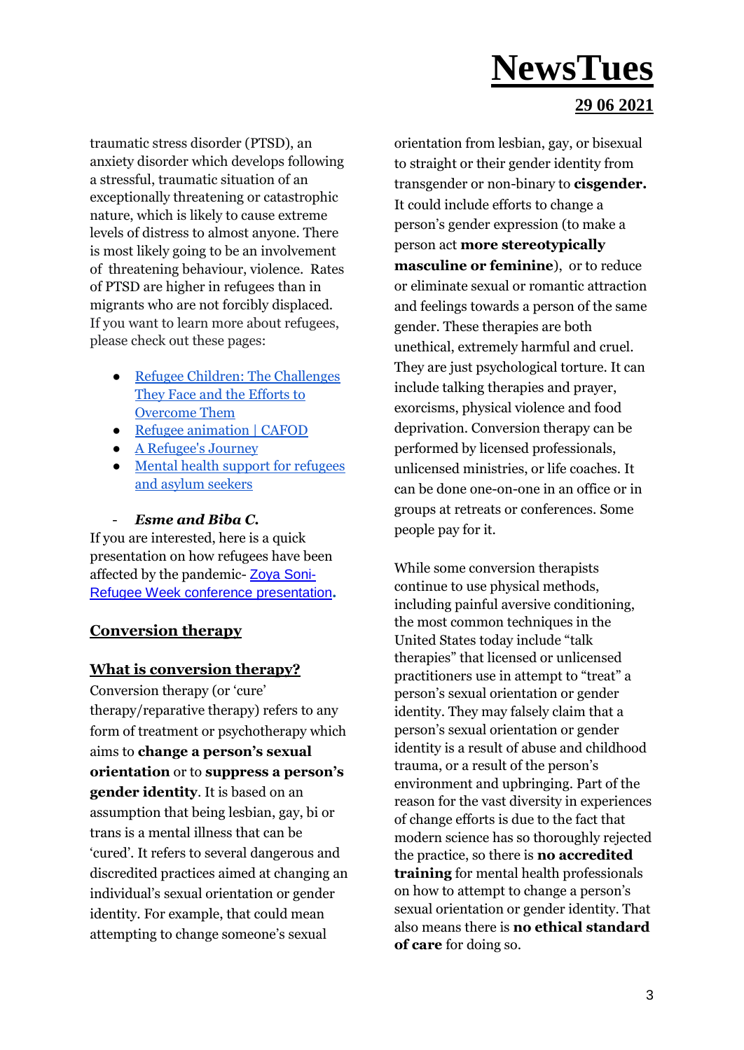traumatic stress disorder (PTSD), an anxiety disorder which develops following a stressful, traumatic situation of an exceptionally threatening or catastrophic nature, which is likely to cause extreme levels of distress to almost anyone. There is most likely going to be an involvement of threatening behaviour, violence. Rates of PTSD are higher in refugees than in migrants who are not forcibly displaced. If you want to learn more about refugees, please check out these pages:

- Refugee Children: The Challenges They Face and the Efforts to Overcome Them
- Refugee animation | CAFOD
- A Refugee's Journey
- Mental health support for refugees and asylum seekers

- ***Esme and Biba C.***

If you are interested, here is a quick presentation on how refugees have been affected by the pandemic- Zoya Soni- Refugee Week conference presentation**.**

## Conversion therapy

### What is conversion therapy?

Conversion therapy (or 'cure' therapy/reparative therapy) refers to any form of treatment or psychotherapy which aims to **change a person's sexual orientation** or to **suppress a person's gender identity**. It is based on an assumption that being lesbian, gay, bi or trans is a mental illness that can be 'cured'. It refers to several dangerous and discredited practices aimed at changing an individual's sexual orientation or gender identity. For example, that could mean attempting to change someone's sexual orientation from lesbian, gay, or bisexual to straight or their gender identity from transgender or non-binary to **cisgender.** It could include efforts to change a person's gender expression (to make a person act **more stereotypically masculine or feminine**), or to reduce or eliminate sexual or romantic attraction and feelings towards a person of the same gender. These therapies are both unethical, extremely harmful and cruel. They are just psychological torture. It can include talking therapies and prayer, exorcisms, physical violence and food deprivation. Conversion therapy can be performed by licensed professionals, unlicensed ministries, or life coaches. It can be done one-on-one in an office or in groups at retreats or conferences. Some people pay for it.

While some conversion therapists continue to use physical methods, including painful aversive conditioning, the most common techniques in the United States today include "talk therapies" that licensed or unlicensed practitioners use in attempt to "treat" a person's sexual orientation or gender identity. They may falsely claim that a person's sexual orientation or gender identity is a result of abuse and childhood trauma, or a result of the person's environment and upbringing. Part of the reason for the vast diversity in experiences of change efforts is due to the fact that modern science has so thoroughly rejected the practice, so there is **no accredited training** for mental health professionals on how to attempt to change a person's sexual orientation or gender identity. That also means there is **no ethical standard of care** for doing so.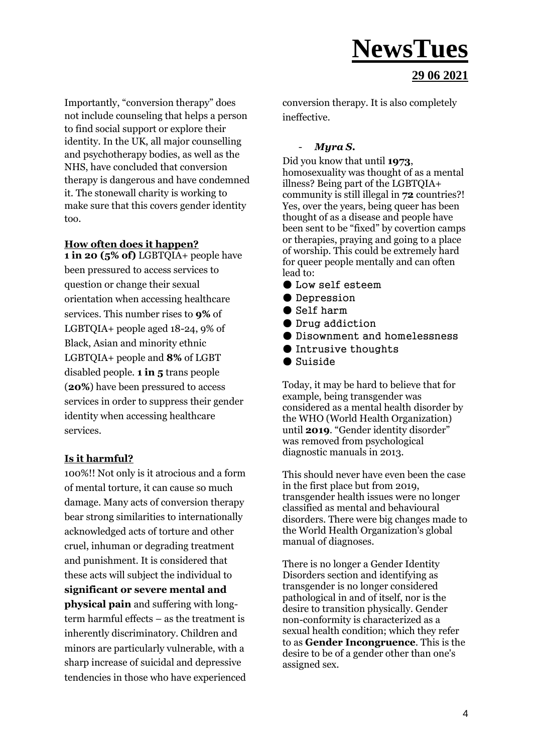Importantly, "conversion therapy" does not include counseling that helps a person to find social support or explore their identity. In the UK, all major counselling and psychotherapy bodies, as well as the NHS, have concluded that conversion therapy is dangerous and have condemned it. The stonewall charity is working to make sure that this covers gender identity too.

### How often does it happen?

**1 in 20 (5% of)** LGBTQIA+ people have been pressured to access services to question or change their sexual orientation when accessing healthcare services. This number rises to **9%** of LGBTQIA+ people aged 18-24, 9% of Black, Asian and minority ethnic LGBTQIA+ people and **8%** of LGBT disabled people. **1 in 5** trans people (**20%**) have been pressured to access services in order to suppress their gender identity when accessing healthcare services.

### Is it harmful?

100%!! Not only is it atrocious and a form of mental torture, it can cause so much damage. Many acts of conversion therapy bear strong similarities to internationally acknowledged acts of torture and other cruel, inhuman or degrading treatment and punishment. It is considered that these acts will subject the individual to **significant or severe mental and physical pain** and suffering with long-term harmful effects – as the treatment is inherently discriminatory. Children and minors are particularly vulnerable, with a sharp increase of suicidal and depressive tendencies in those who have experienced conversion therapy. It is also completely ineffective.

- ***Myra S.***

Did you know that until **1973**, homosexuality was thought of as a mental illness? Being part of the LGBTQIA+ community is still illegal in **72** countries?! Yes, over the years, being queer has been thought of as a disease and people have been sent to be "fixed" by covertion camps or therapies, praying and going to a place of worship. This could be extremely hard for queer people mentally and can often lead to:

- Low self esteem
- Depression
- Self harm
- Drug addiction
- Disownment and homelessness
- Intrusive thoughts
- Suiside

Today, it may be hard to believe that for example, being transgender was considered as a mental health disorder by the WHO (World Health Organization) until **2019**. "Gender identity disorder" was removed from psychological diagnostic manuals in 2013.

This should never have even been the case in the first place but from 2019, transgender health issues were no longer classified as mental and behavioural disorders. There were big changes made to the World Health Organization's global manual of diagnoses.

There is no longer a Gender Identity Disorders section and identifying as transgender is no longer considered pathological in and of itself, nor is the desire to transition physically. Gender non-conformity is characterized as a sexual health condition; which they refer to as **Gender Incongruence**. This is the desire to be of a gender other than one's assigned sex.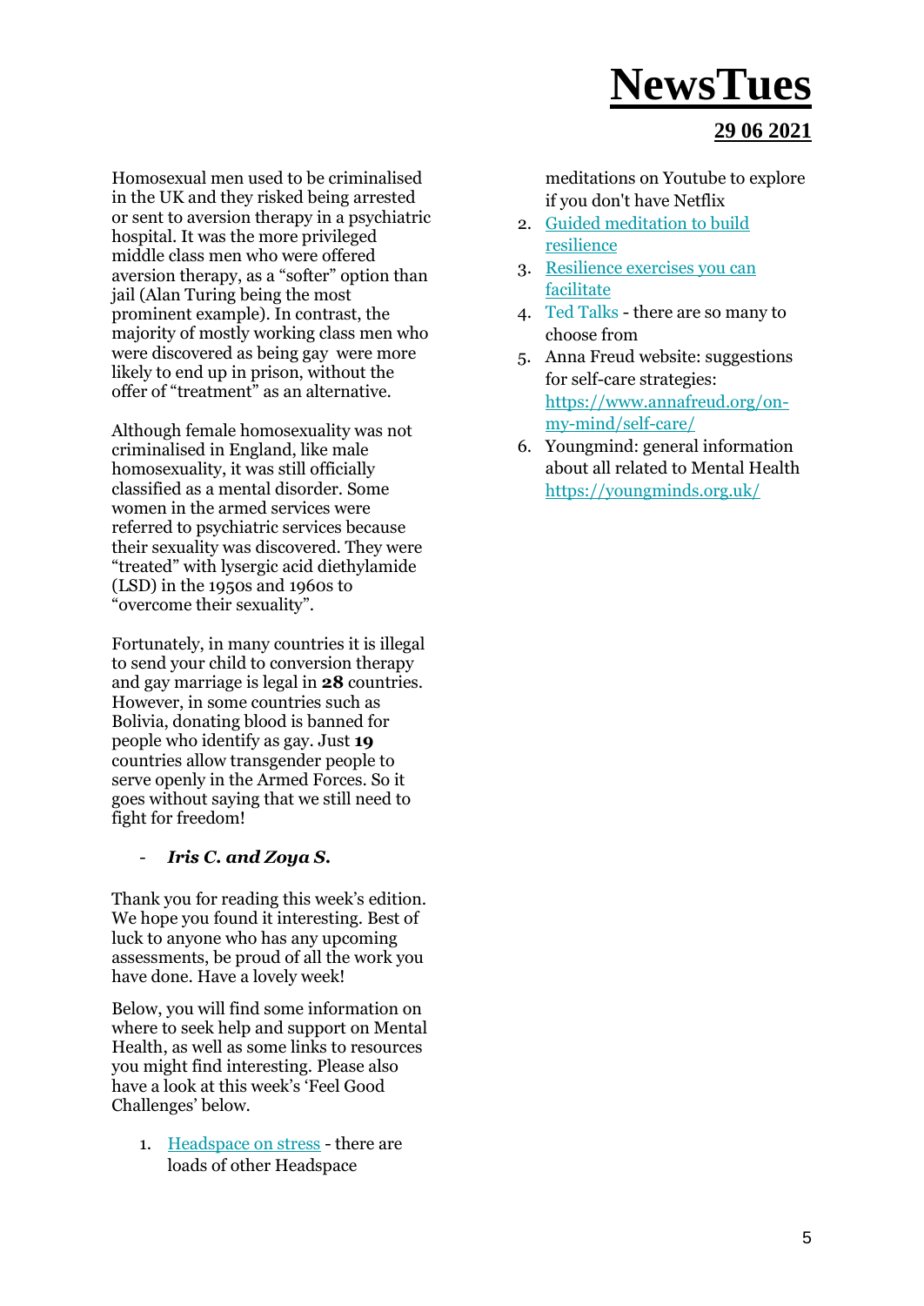Homosexual men used to be criminalised in the UK and they risked being arrested or sent to aversion therapy in a psychiatric hospital. It was the more privileged middle class men who were offered aversion therapy, as a "softer" option than jail (Alan Turing being the most prominent example). In contrast, the majority of mostly working class men who were discovered as being gay were more likely to end up in prison, without the offer of "treatment" as an alternative.

Although female homosexuality was not criminalised in England, like male homosexuality, it was still officially classified as a mental disorder. Some women in the armed services were referred to psychiatric services because their sexuality was discovered. They were "treated" with lysergic acid diethylamide (LSD) in the 1950s and 1960s to "overcome their sexuality".

Fortunately, in many countries it is illegal to send your child to conversion therapy and gay marriage is legal in **28** countries. However, in some countries such as Bolivia, donating blood is banned for people who identify as gay. Just **19** countries allow transgender people to serve openly in the Armed Forces. So it goes without saying that we still need to fight for freedom!

- ***Iris C. and Zoya S.***

Thank you for reading this week's edition. We hope you found it interesting. Best of luck to anyone who has any upcoming assessments, be proud of all the work you have done. Have a lovely week!

Below, you will find some information on where to seek help and support on Mental Health, as well as some links to resources you might find interesting. Please also have a look at this week's 'Feel Good Challenges' below.

1. Headspace on stress - there are loads of other Headspace meditations on Youtube to explore if you don't have Netflix
2. Guided meditation to build resilience
3. Resilience exercises you can facilitate
4. Ted Talks - there are so many to choose from
5. Anna Freud website: suggestions for self-care strategies: https://www.annafreud.org/on-my-mind/self-care/
6. Youngmind: general information about all related to Mental Health https://youngminds.org.uk/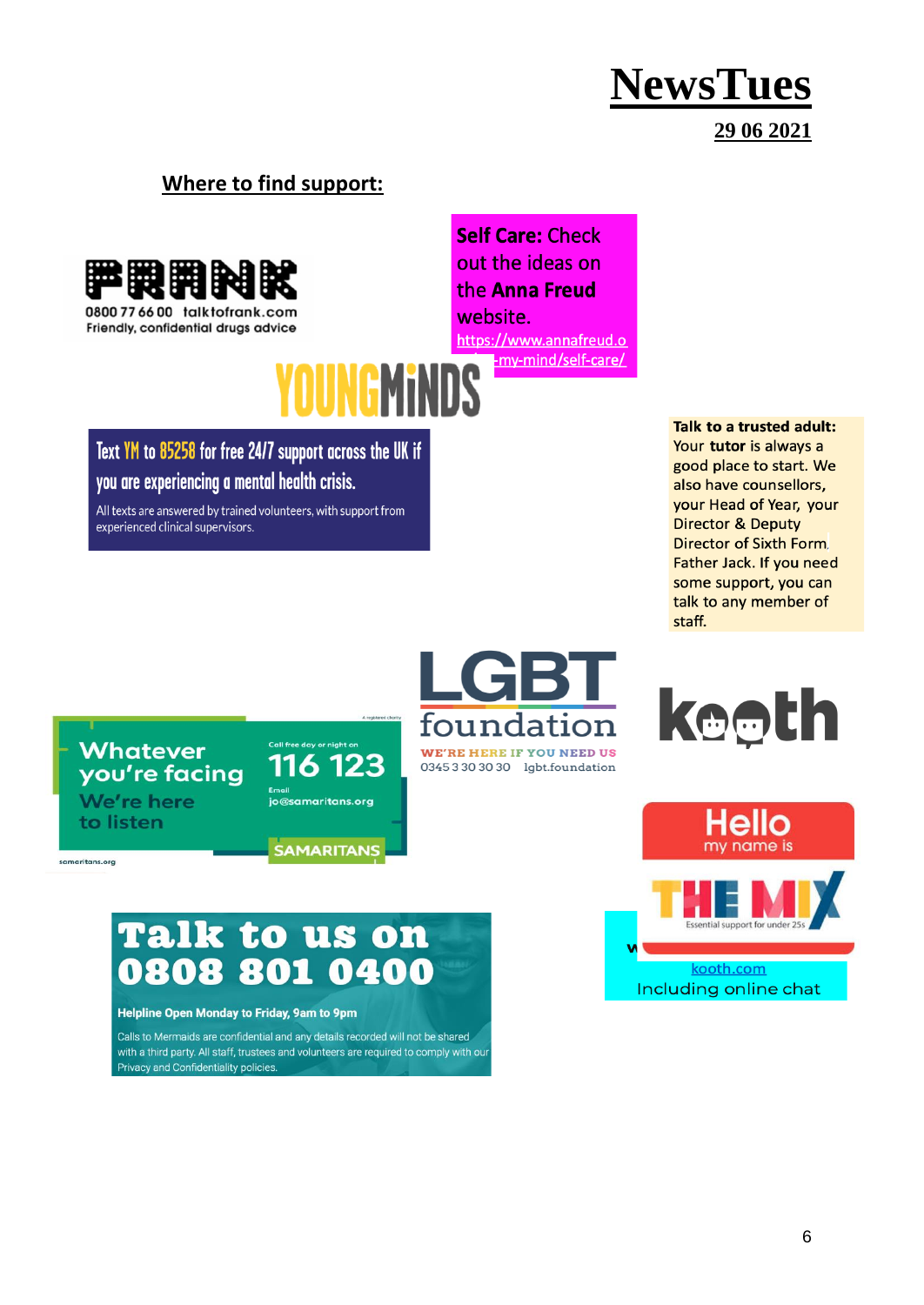# NewsTues

**29 06 2021**

## Where to find support:

FRANK

0800 77 66 00 talktofrank.com

Friendly, confidential drugs advice

**Self Care:** Check out the ideas on the **Anna Freud** website.

https://www.annafreud.o...-my-mind/self-care/

YOUNGMINDS

Text YM to 85258 for free 24/7 support across the UK if you are experiencing a mental health crisis.

All texts are answered by trained volunteers, with support from experienced clinical supervisors.

**Talk to a trusted adult:** Your **tutor** is always a good place to start. We also have counsellors, your Head of Year, your Director & Deputy Director of Sixth Form, Father Jack. If you need some support, you can talk to any member of staff.

Whatever you're facing
We're here to listen

Call free day or night on
116 123

Email
jo@samaritans.org

SAMARITANS

samaritans.org

LGBT foundation

WE'RE HERE IF YOU NEED US

0345 3 30 30 30 lgbt.foundation

kooth

kooth.com

Including online chat

Hello my name is

THE MIX

Essential support for under 25s

Talk to us on 0808 801 0400

Helpline Open Monday to Friday, 9am to 9pm

Calls to Mermaids are confidential and any details recorded will not be shared with a third party. All staff, trustees and volunteers are required to comply with our Privacy and Confidentiality policies.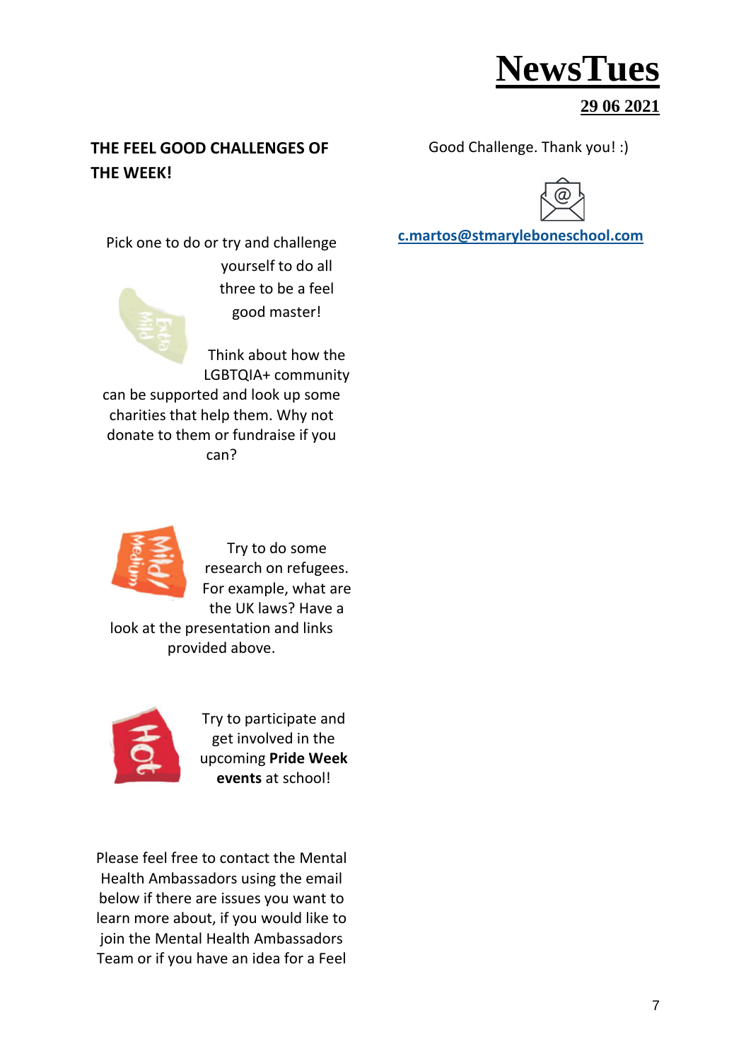# NewsTues

**29 06 2021**

**THE FEEL GOOD CHALLENGES OF THE WEEK!**

Pick one to do or try and challenge yourself to do all three to be a feel good master!

Think about how the LGBTQIA+ community can be supported and look up some charities that help them. Why not donate to them or fundraise if you can?

Try to do some research on refugees. For example, what are the UK laws? Have a look at the presentation and links provided above.

Try to participate and get involved in the upcoming **Pride Week events** at school!

Please feel free to contact the Mental Health Ambassadors using the email below if there are issues you want to learn more about, if you would like to join the Mental Health Ambassadors Team or if you have an idea for a Feel Good Challenge. Thank you! :)

**c.martos@stmaryleboneschool.com**